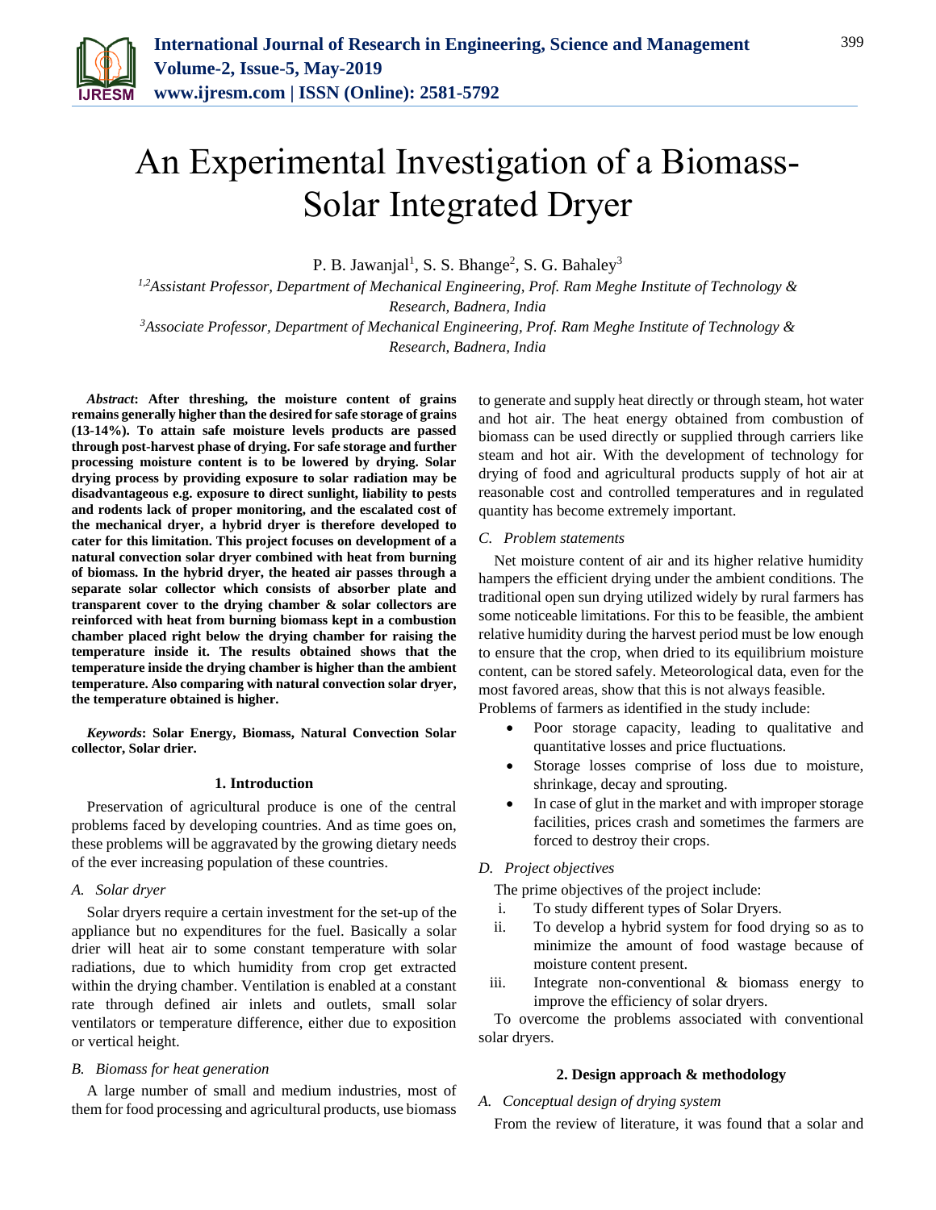// Journal header omitted

# An Experimental Investigation of a Biomass-Solar Integrated Dryer

P. B. Jawanjal[1], S. S. Bhange[2], S. G. Bahaley[3]

[1,2]*Assistant Professor, Department of Mechanical Engineering, Prof. Ram Meghe Institute of Technology & Research, Badnera, India*

[3]*Associate Professor, Department of Mechanical Engineering, Prof. Ram Meghe Institute of Technology & Research, Badnera, India*

***Abstract*: After threshing, the moisture content of grains remains generally higher than the desired for safe storage of grains (13-14%). To attain safe moisture levels products are passed through post-harvest phase of drying. For safe storage and further processing moisture content is to be lowered by drying. Solar drying process by providing exposure to solar radiation may be disadvantageous e.g. exposure to direct sunlight, liability to pests and rodents lack of proper monitoring, and the escalated cost of the mechanical dryer, a hybrid dryer is therefore developed to cater for this limitation. This project focuses on development of a natural convection solar dryer combined with heat from burning of biomass. In the hybrid dryer, the heated air passes through a separate solar collector which consists of absorber plate and transparent cover to the drying chamber & solar collectors are reinforced with heat from burning biomass kept in a combustion chamber placed right below the drying chamber for raising the temperature inside it. The results obtained shows that the temperature inside the drying chamber is higher than the ambient temperature. Also comparing with natural convection solar dryer, the temperature obtained is higher.**

***Keywords*: Solar Energy, Biomass, Natural Convection Solar collector, Solar drier.**

## 1. Introduction

Preservation of agricultural produce is one of the central problems faced by developing countries. And as time goes on, these problems will be aggravated by the growing dietary needs of the ever increasing population of these countries.

### *A. Solar dryer*

Solar dryers require a certain investment for the set-up of the appliance but no expenditures for the fuel. Basically a solar drier will heat air to some constant temperature with solar radiations, due to which humidity from crop get extracted within the drying chamber. Ventilation is enabled at a constant rate through defined air inlets and outlets, small solar ventilators or temperature difference, either due to exposition or vertical height.

### *B. Biomass for heat generation*

A large number of small and medium industries, most of them for food processing and agricultural products, use biomass to generate and supply heat directly or through steam, hot water and hot air. The heat energy obtained from combustion of biomass can be used directly or supplied through carriers like steam and hot air. With the development of technology for drying of food and agricultural products supply of hot air at reasonable cost and controlled temperatures and in regulated quantity has become extremely important.

### *C. Problem statements*

Net moisture content of air and its higher relative humidity hampers the efficient drying under the ambient conditions. The traditional open sun drying utilized widely by rural farmers has some noticeable limitations. For this to be feasible, the ambient relative humidity during the harvest period must be low enough to ensure that the crop, when dried to its equilibrium moisture content, can be stored safely. Meteorological data, even for the most favored areas, show that this is not always feasible.

Problems of farmers as identified in the study include:

- Poor storage capacity, leading to qualitative and quantitative losses and price fluctuations.
- Storage losses comprise of loss due to moisture, shrinkage, decay and sprouting.
- In case of glut in the market and with improper storage facilities, prices crash and sometimes the farmers are forced to destroy their crops.

### *D. Project objectives*

The prime objectives of the project include:

i. To study different types of Solar Dryers.
ii. To develop a hybrid system for food drying so as to minimize the amount of food wastage because of moisture content present.
iii. Integrate non-conventional & biomass energy to improve the efficiency of solar dryers.

To overcome the problems associated with conventional solar dryers.

## 2. Design approach & methodology

### *A. Conceptual design of drying system*

From the review of literature, it was found that a solar and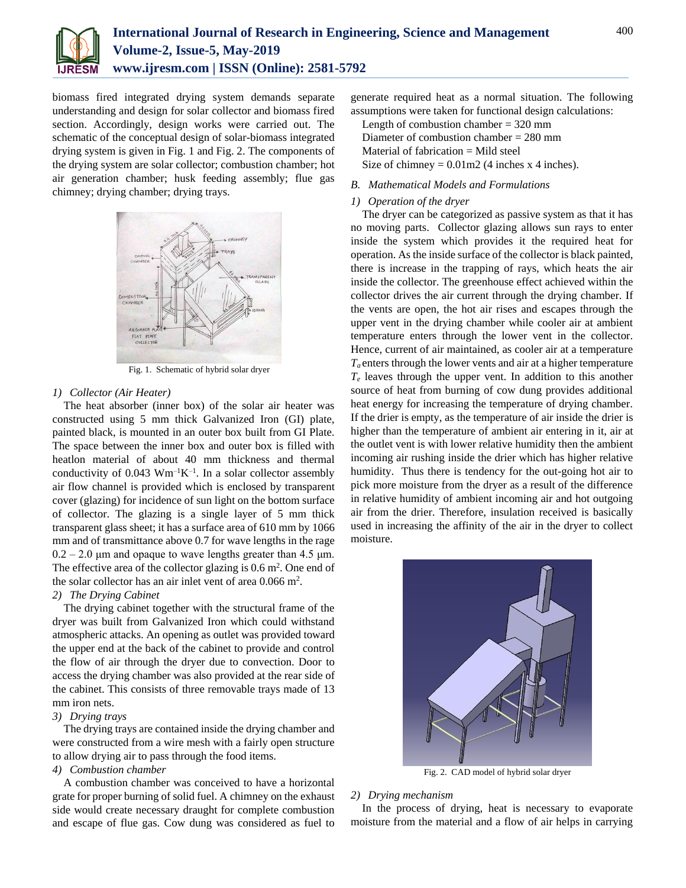biomass fired integrated drying system demands separate understanding and design for solar collector and biomass fired section. Accordingly, design works were carried out. The schematic of the conceptual design of solar-biomass integrated drying system is given in Fig. 1 and Fig. 2. The components of the drying system are solar collector; combustion chamber; hot air generation chamber; husk feeding assembly; flue gas chimney; drying chamber; drying trays.

Fig. 1. Schematic of hybrid solar dryer

*1) Collector (Air Heater)*

The heat absorber (inner box) of the solar air heater was constructed using 5 mm thick Galvanized Iron (GI) plate, painted black, is mounted in an outer box built from GI Plate. The space between the inner box and outer box is filled with heatlon material of about 40 mm thickness and thermal conductivity of 0.043 $Wm^{-1}K^{-1}$. In a solar collector assembly air flow channel is provided which is enclosed by transparent cover (glazing) for incidence of sun light on the bottom surface of collector. The glazing is a single layer of 5 mm thick transparent glass sheet; it has a surface area of 610 mm by 1066 mm and of transmittance above 0.7 for wave lengths in the rage 0.2 – 2.0 μm and opaque to wave lengths greater than 4.5 μm. The effective area of the collector glazing is 0.6 $m^2$. One end of the solar collector has an air inlet vent of area 0.066 $m^2$.

*2) The Drying Cabinet*

The drying cabinet together with the structural frame of the dryer was built from Galvanized Iron which could withstand atmospheric attacks. An opening as outlet was provided toward the upper end at the back of the cabinet to provide and control the flow of air through the dryer due to convection. Door to access the drying chamber was also provided at the rear side of the cabinet. This consists of three removable trays made of 13 mm iron nets.

*3) Drying trays*

The drying trays are contained inside the drying chamber and were constructed from a wire mesh with a fairly open structure to allow drying air to pass through the food items.

*4) Combustion chamber*

A combustion chamber was conceived to have a horizontal grate for proper burning of solid fuel. A chimney on the exhaust side would create necessary draught for complete combustion and escape of flue gas. Cow dung was considered as fuel to generate required heat as a normal situation. The following assumptions were taken for functional design calculations:

Length of combustion chamber = 320 mm
Diameter of combustion chamber = 280 mm
Material of fabrication = Mild steel
Size of chimney = 0.01m2 (4 inches x 4 inches).

### *B. Mathematical Models and Formulations*

*1) Operation of the dryer*

The dryer can be categorized as passive system as that it has no moving parts. Collector glazing allows sun rays to enter inside the system which provides it the required heat for operation. As the inside surface of the collector is black painted, there is increase in the trapping of rays, which heats the air inside the collector. The greenhouse effect achieved within the collector drives the air current through the drying chamber. If the vents are open, the hot air rises and escapes through the upper vent in the drying chamber while cooler air at ambient temperature enters through the lower vent in the collector. Hence, current of air maintained, as cooler air at a temperature $T_a$ enters through the lower vents and air at a higher temperature $T_e$ leaves through the upper vent. In addition to this another source of heat from burning of cow dung provides additional heat energy for increasing the temperature of drying chamber. If the drier is empty, as the temperature of air inside the drier is higher than the temperature of ambient air entering in it, air at the outlet vent is with lower relative humidity then the ambient incoming air rushing inside the drier which has higher relative humidity. Thus there is tendency for the out-going hot air to pick more moisture from the dryer as a result of the difference in relative humidity of ambient incoming air and hot outgoing air from the drier. Therefore, insulation received is basically used in increasing the affinity of the air in the dryer to collect moisture.

Fig. 2. CAD model of hybrid solar dryer

*2) Drying mechanism*

In the process of drying, heat is necessary to evaporate moisture from the material and a flow of air helps in carrying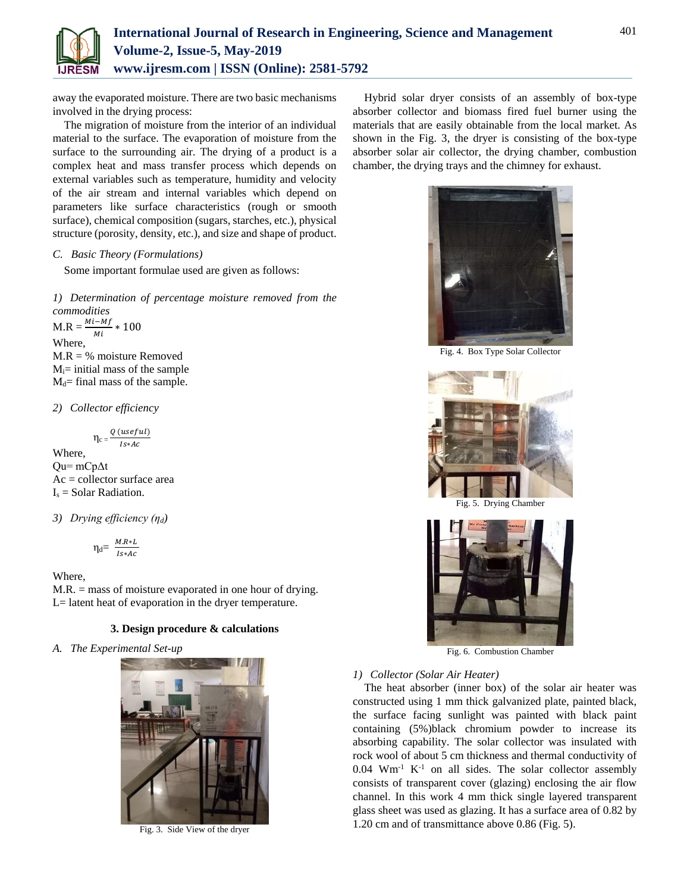away the evaporated moisture. There are two basic mechanisms involved in the drying process:

The migration of moisture from the interior of an individual material to the surface. The evaporation of moisture from the surface to the surrounding air. The drying of a product is a complex heat and mass transfer process which depends on external variables such as temperature, humidity and velocity of the air stream and internal variables which depend on parameters like surface characteristics (rough or smooth surface), chemical composition (sugars, starches, etc.), physical structure (porosity, density, etc.), and size and shape of product.

*C. Basic Theory (Formulations)*

Some important formulae used are given as follows:

*1) Determination of percentage moisture removed from the commodities*

$$M.R = \frac{Mi - Mf}{Mi} * 100$$

Where,
M.R = % moisture Removed
$M_i$= initial mass of the sample
$M_d$= final mass of the sample.

*2) Collector efficiency*

$$\eta_c = \frac{Q\ (useful)}{Is * Ac}$$

Where,
Qu= mCpΔt
Ac = collector surface area
$I_s$ = Solar Radiation.

*3) Drying efficiency ($\eta_d$)*

$$\eta_d = \frac{M.R * L}{Is * Ac}$$

Where,
M.R. = mass of moisture evaporated in one hour of drying.
L= latent heat of evaporation in the dryer temperature.

## 3. Design procedure & calculations

*A. The Experimental Set-up*

Fig. 3. Side View of the dryer

Hybrid solar dryer consists of an assembly of box-type absorber collector and biomass fired fuel burner using the materials that are easily obtainable from the local market. As shown in the Fig. 3, the dryer is consisting of the box-type absorber solar air collector, the drying chamber, combustion chamber, the drying trays and the chimney for exhaust.

Fig. 4. Box Type Solar Collector

Fig. 5. Drying Chamber

Fig. 6. Combustion Chamber

*1) Collector (Solar Air Heater)*

The heat absorber (inner box) of the solar air heater was constructed using 1 mm thick galvanized plate, painted black, the surface facing sunlight was painted with black paint containing (5%)black chromium powder to increase its absorbing capability. The solar collector was insulated with rock wool of about 5 cm thickness and thermal conductivity of 0.04 $Wm^{-1}$ $K^{-1}$ on all sides. The solar collector assembly consists of transparent cover (glazing) enclosing the air flow channel. In this work 4 mm thick single layered transparent glass sheet was used as glazing. It has a surface area of 0.82 by 1.20 cm and of transmittance above 0.86 (Fig. 5).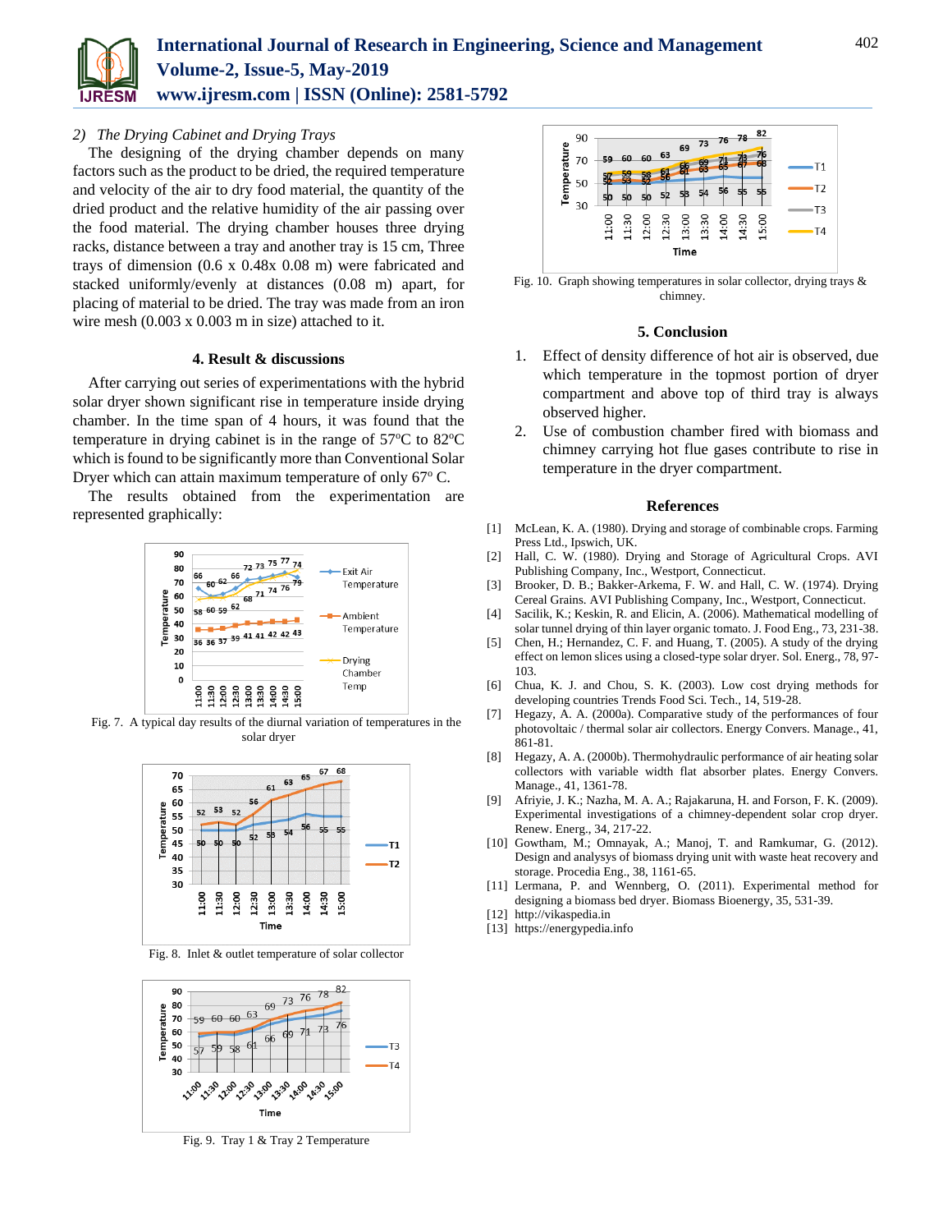*2) The Drying Cabinet and Drying Trays*

The designing of the drying chamber depends on many factors such as the product to be dried, the required temperature and velocity of the air to dry food material, the quantity of the dried product and the relative humidity of the air passing over the food material. The drying chamber houses three drying racks, distance between a tray and another tray is 15 cm, Three trays of dimension (0.6 x 0.48x 0.08 m) were fabricated and stacked uniformly/evenly at distances (0.08 m) apart, for placing of material to be dried. The tray was made from an iron wire mesh (0.003 x 0.003 m in size) attached to it.

## 4. Result & discussions

After carrying out series of experimentations with the hybrid solar dryer shown significant rise in temperature inside drying chamber. In the time span of 4 hours, it was found that the temperature in drying cabinet is in the range of 57°C to 82°C which is found to be significantly more than Conventional Solar Dryer which can attain maximum temperature of only 67° C.

The results obtained from the experimentation are represented graphically:

Temperature
90
80
70
60
50
40
30
20
10
0
11:00 11:30 12:00 12:30 13:00 13:30 14:00 14:30 15:00
66 60 62 66 72 73 75 77 74
58 60 59 62 68 71 74 76 79
36 36 37 39 41 41 42 42 43
Exit Air Temperature
Ambient Temperature
Drying Chamber Temp

Fig. 7. A typical day results of the diurnal variation of temperatures in the solar dryer

Temperature
70
65
60
55
50
45
40
35
30
Time
11:00 11:30 12:00 12:30 13:00 13:30 14:00 14:30 15:00
52 53 52 56 61 63 65 67 68
50 50 50 52 53 54 56 55 55
T1
T2

Fig. 8. Inlet & outlet temperature of solar collector

Temperature
90
80
70
60
50
40
30
Time
11:00 11:30 12:00 12:30 13:00 13:30 14:00 14:30 15:00
59 60 60 63 69 73 76 78 82
57 59 58 61 66 69 71 73 76
T3
T4

Fig. 9. Tray 1 & Tray 2 Temperature

Temperature
90
70
50
30
Time
11:00 11:30 12:00 12:30 13:00 13:30 14:00 14:30 15:00
59 60 60 63 69 73 76 78 82
57 59 58 61 66 69 71 73 76
52 53 52 56 61 63 65 67 68
50 50 50 52 53 54 56 55 55
T1
T2
T3
T4

Fig. 10. Graph showing temperatures in solar collector, drying trays & chimney.

## 5. Conclusion

1. Effect of density difference of hot air is observed, due which temperature in the topmost portion of dryer compartment and above top of third tray is always observed higher.
2. Use of combustion chamber fired with biomass and chimney carrying hot flue gases contribute to rise in temperature in the dryer compartment.

## References

[1] McLean, K. A. (1980). Drying and storage of combinable crops. Farming Press Ltd., Ipswich, UK.
[2] Hall, C. W. (1980). Drying and Storage of Agricultural Crops. AVI Publishing Company, Inc., Westport, Connecticut.
[3] Brooker, D. B.; Bakker-Arkema, F. W. and Hall, C. W. (1974). Drying Cereal Grains. AVI Publishing Company, Inc., Westport, Connecticut.
[4] Sacilik, K.; Keskin, R. and Elicin, A. (2006). Mathematical modelling of solar tunnel drying of thin layer organic tomato. J. Food Eng., 73, 231-38.
[5] Chen, H.; Hernandez, C. F. and Huang, T. (2005). A study of the drying effect on lemon slices using a closed-type solar dryer. Sol. Energ., 78, 97-103.
[6] Chua, K. J. and Chou, S. K. (2003). Low cost drying methods for developing countries Trends Food Sci. Tech., 14, 519-28.
[7] Hegazy, A. A. (2000a). Comparative study of the performances of four photovoltaic / thermal solar air collectors. Energy Convers. Manage., 41, 861-81.
[8] Hegazy, A. A. (2000b). Thermohydraulic performance of air heating solar collectors with variable width flat absorber plates. Energy Convers. Manage., 41, 1361-78.
[9] Afriyie, J. K.; Nazha, M. A. A.; Rajakaruna, H. and Forson, F. K. (2009). Experimental investigations of a chimney-dependent solar crop dryer. Renew. Energ., 34, 217-22.
[10] Gowtham, M.; Omnayak, A.; Manoj, T. and Ramkumar, G. (2012). Design and analysys of biomass drying unit with waste heat recovery and storage. Procedia Eng., 38, 1161-65.
[11] Lermana, P. and Wennberg, O. (2011). Experimental method for designing a biomass bed dryer. Biomass Bioenergy, 35, 531-39.
[12] http://vikaspedia.in
[13] https://energypedia.info